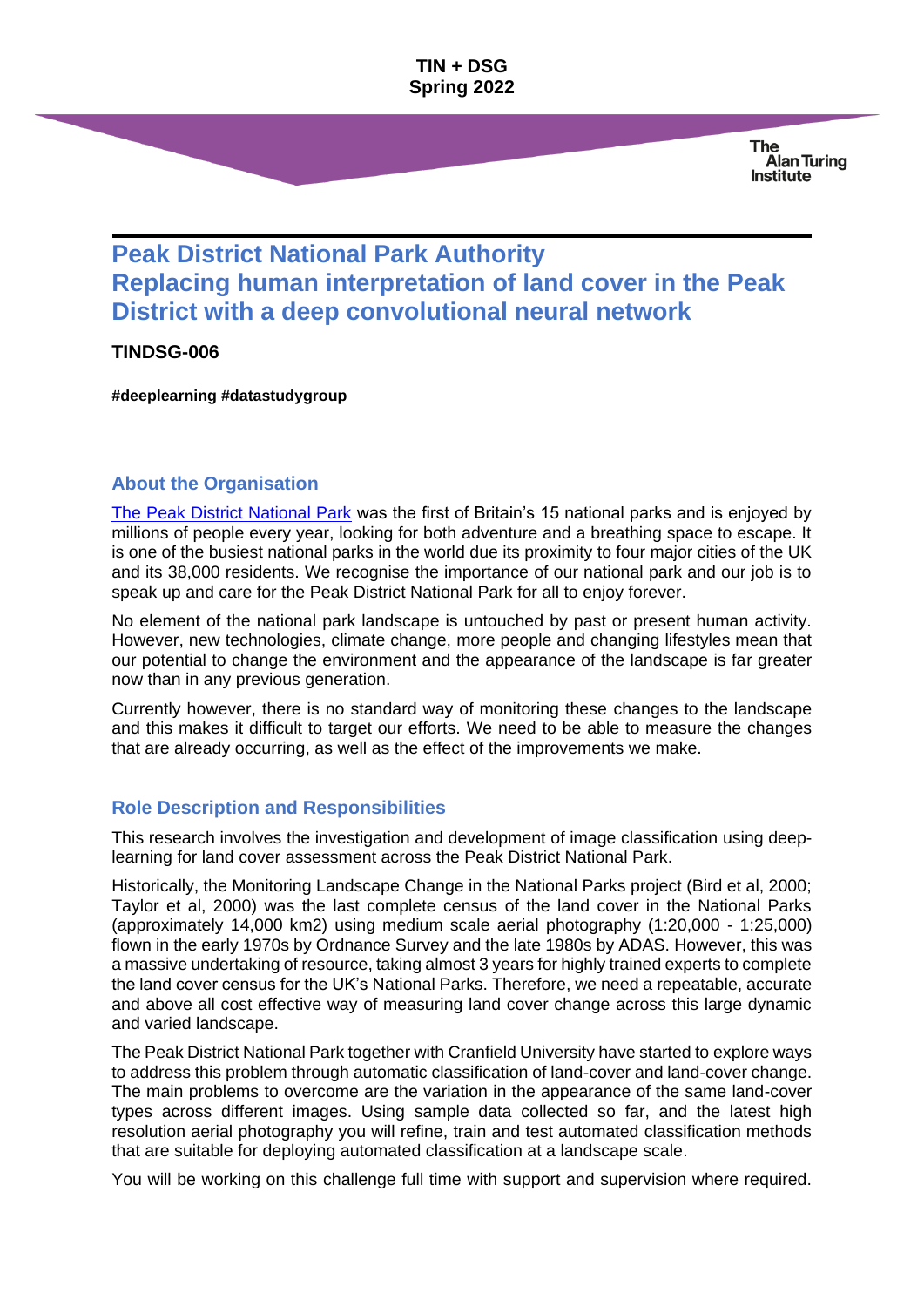**TIN + DSG**
**Spring 2022**

The Alan Turing Institute

# Peak District National Park Authority
# Replacing human interpretation of land cover in the Peak District with a deep convolutional neural network

**TINDSG-006**

**#deeplearning #datastudygroup**

## About the Organisation

The Peak District National Park was the first of Britain's 15 national parks and is enjoyed by millions of people every year, looking for both adventure and a breathing space to escape. It is one of the busiest national parks in the world due its proximity to four major cities of the UK and its 38,000 residents. We recognise the importance of our national park and our job is to speak up and care for the Peak District National Park for all to enjoy forever.

No element of the national park landscape is untouched by past or present human activity. However, new technologies, climate change, more people and changing lifestyles mean that our potential to change the environment and the appearance of the landscape is far greater now than in any previous generation.

Currently however, there is no standard way of monitoring these changes to the landscape and this makes it difficult to target our efforts. We need to be able to measure the changes that are already occurring, as well as the effect of the improvements we make.

## Role Description and Responsibilities

This research involves the investigation and development of image classification using deep-learning for land cover assessment across the Peak District National Park.

Historically, the Monitoring Landscape Change in the National Parks project (Bird et al, 2000; Taylor et al, 2000) was the last complete census of the land cover in the National Parks (approximately 14,000 km2) using medium scale aerial photography (1:20,000 - 1:25,000) flown in the early 1970s by Ordnance Survey and the late 1980s by ADAS. However, this was a massive undertaking of resource, taking almost 3 years for highly trained experts to complete the land cover census for the UK's National Parks. Therefore, we need a repeatable, accurate and above all cost effective way of measuring land cover change across this large dynamic and varied landscape.

The Peak District National Park together with Cranfield University have started to explore ways to address this problem through automatic classification of land-cover and land-cover change. The main problems to overcome are the variation in the appearance of the same land-cover types across different images. Using sample data collected so far, and the latest high resolution aerial photography you will refine, train and test automated classification methods that are suitable for deploying automated classification at a landscape scale.

You will be working on this challenge full time with support and supervision where required.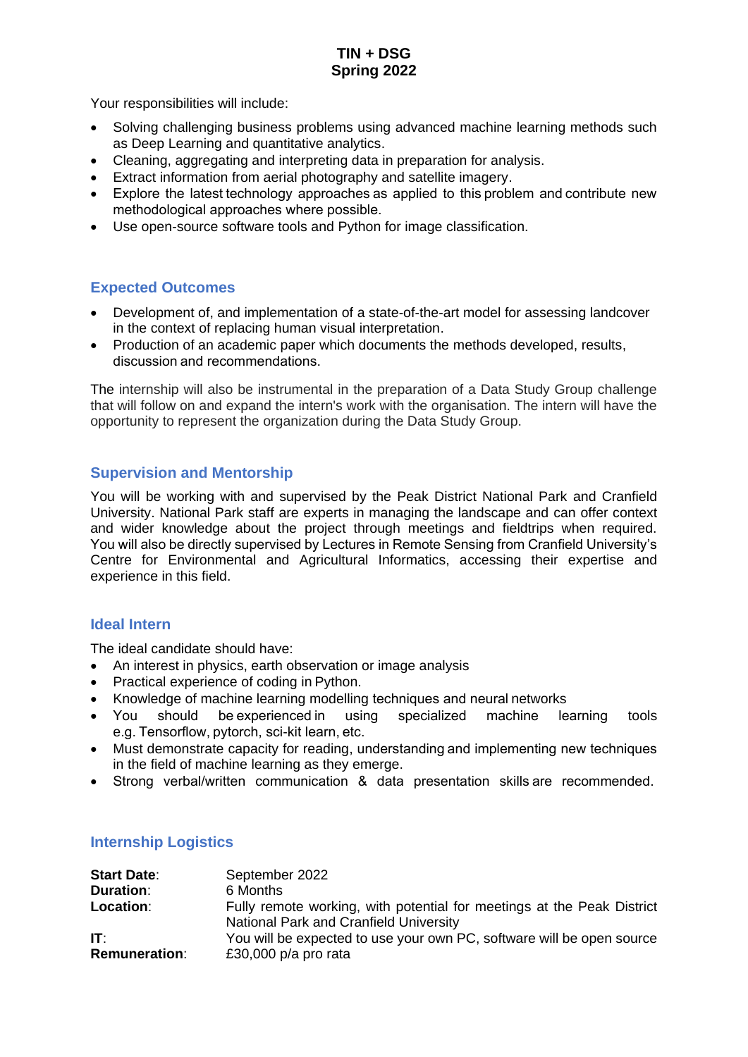Your responsibilities will include:

- Solving challenging business problems using advanced machine learning methods such as Deep Learning and quantitative analytics.
- Cleaning, aggregating and interpreting data in preparation for analysis.
- Extract information from aerial photography and satellite imagery.
- Explore the latest technology approaches as applied to this problem and contribute new methodological approaches where possible.
- Use open-source software tools and Python for image classification.

## Expected Outcomes

- Development of, and implementation of a state-of-the-art model for assessing landcover in the context of replacing human visual interpretation.
- Production of an academic paper which documents the methods developed, results, discussion and recommendations.

The internship will also be instrumental in the preparation of a Data Study Group challenge that will follow on and expand the intern's work with the organisation. The intern will have the opportunity to represent the organization during the Data Study Group.

## Supervision and Mentorship

You will be working with and supervised by the Peak District National Park and Cranfield University. National Park staff are experts in managing the landscape and can offer context and wider knowledge about the project through meetings and fieldtrips when required. You will also be directly supervised by Lectures in Remote Sensing from Cranfield University's Centre for Environmental and Agricultural Informatics, accessing their expertise and experience in this field.

## Ideal Intern

The ideal candidate should have:

- An interest in physics, earth observation or image analysis
- Practical experience of coding in Python.
- Knowledge of machine learning modelling techniques and neural networks
- You should be experienced in using specialized machine learning tools e.g. Tensorflow, pytorch, sci-kit learn, etc.
- Must demonstrate capacity for reading, understanding and implementing new techniques in the field of machine learning as they emerge.
- Strong verbal/written communication & data presentation skills are recommended.

## Internship Logistics

| | |
|---|---|
| **Start Date**: | September 2022 |
| **Duration**: | 6 Months |
| **Location**: | Fully remote working, with potential for meetings at the Peak District National Park and Cranfield University |
| **IT**: | You will be expected to use your own PC, software will be open source |
| **Remuneration**: | £30,000 p/a pro rata |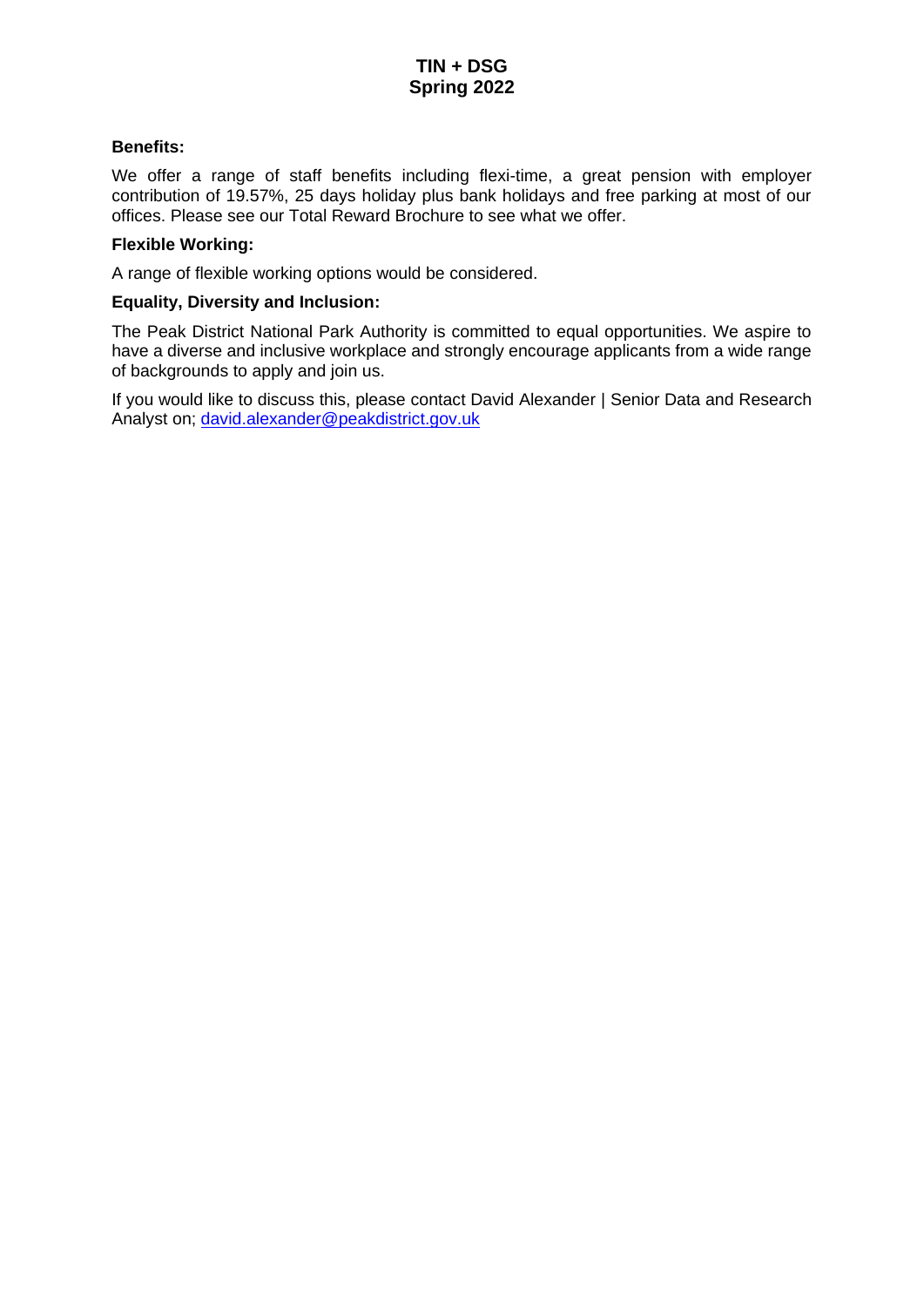**Benefits:**

We offer a range of staff benefits including flexi-time, a great pension with employer contribution of 19.57%, 25 days holiday plus bank holidays and free parking at most of our offices. Please see our Total Reward Brochure to see what we offer.

**Flexible Working:**

A range of flexible working options would be considered.

**Equality, Diversity and Inclusion:**

The Peak District National Park Authority is committed to equal opportunities. We aspire to have a diverse and inclusive workplace and strongly encourage applicants from a wide range of backgrounds to apply and join us.

If you would like to discuss this, please contact David Alexander | Senior Data and Research Analyst on; [david.alexander@peakdistrict.gov.uk](mailto:david.alexander@peakdistrict.gov.uk)